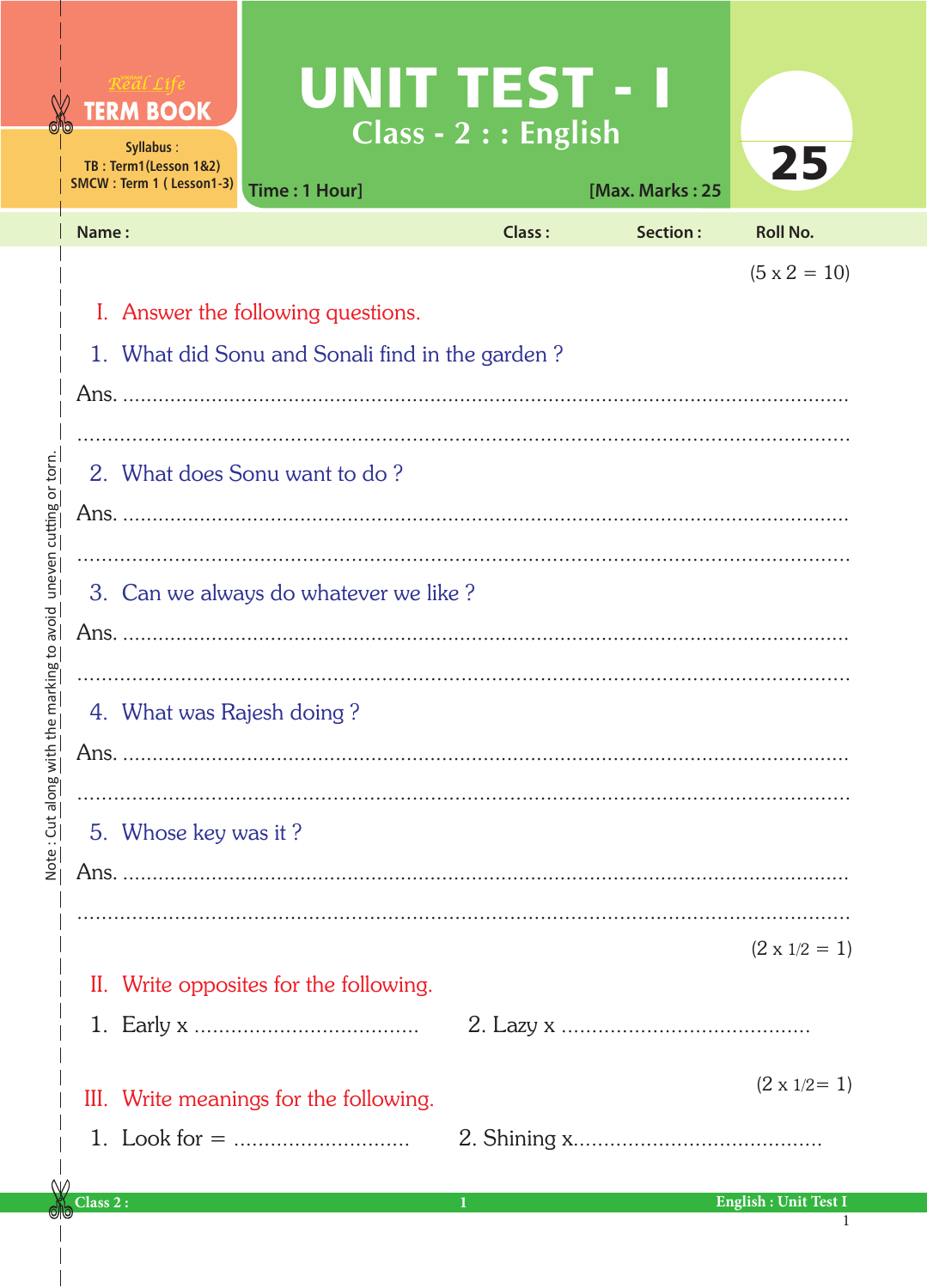Real Life
**TERM BOOK**

Syllabus :
TB : Term1(Lesson 1&2)
SMCW : Term 1 ( Lesson1-3)

# UNIT TEST - I

## Class - 2 : : English

Time : 1 Hour] [Max. Marks : 25

25

Name : Class : Section : Roll No.

(5 x 2 = 10)

**I. Answer the following questions.**

1. What did Sonu and Sonali find in the garden ?

Ans. ..........................................................................................................

..........................................................................................................

2. What does Sonu want to do ?

Ans. ..........................................................................................................

..........................................................................................................

3. Can we always do whatever we like ?

Ans. ..........................................................................................................

..........................................................................................................

4. What was Rajesh doing ?

Ans. ..........................................................................................................

..........................................................................................................

5. Whose key was it ?

Ans. ..........................................................................................................

..........................................................................................................

(2 x 1/2 = 1)

**II. Write opposites for the following.**

1. Early x .................................... 2. Lazy x ........................................

(2 x 1/2= 1)

**III. Write meanings for the following.**

1. Look for = ............................. 2. Shining x........................................

Note : Cut along with the marking to avoid uneven cutting or torn.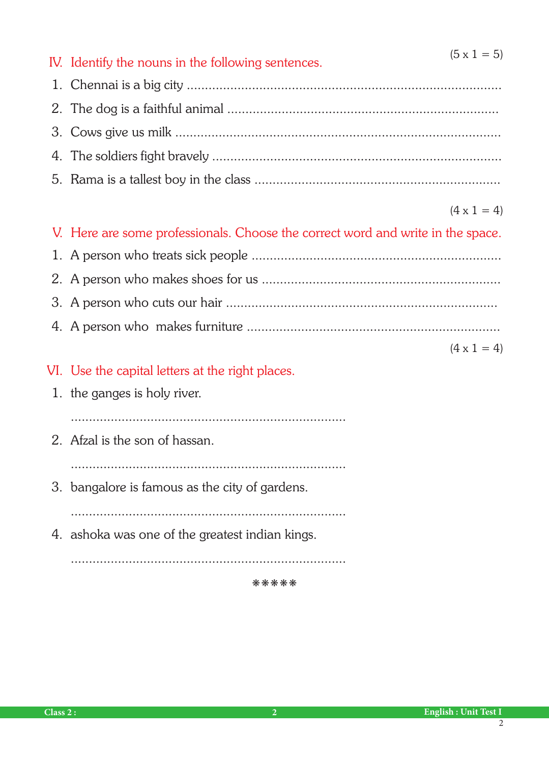(5 x 1 = 5)

## IV. Identify the nouns in the following sentences.

1. Chennai is a big city ..........................................................................................
2. The dog is a faithful animal ...............................................................................
3. Cows give us milk ..............................................................................................
4. The soldiers fight bravely ....................................................................................
5. Rama is a tallest boy in the class ........................................................................

(4 x 1 = 4)

## V. Here are some professionals. Choose the correct word and write in the space.

1. A person who treats sick people ..........................................................................
2. A person who makes shoes for us .......................................................................
3. A person who cuts our hair ................................................................................
4. A person who  makes furniture ...........................................................................

(4 x 1 = 4)

## VI. Use the capital letters at the right places.

1. the ganges is holy river.

   ..............................................................................

2. Afzal is the son of hassan.

   ..............................................................................

3. bangalore is famous as the city of gardens.

   ..............................................................................

4. ashoka was one of the greatest indian kings.

   ..............................................................................

*****